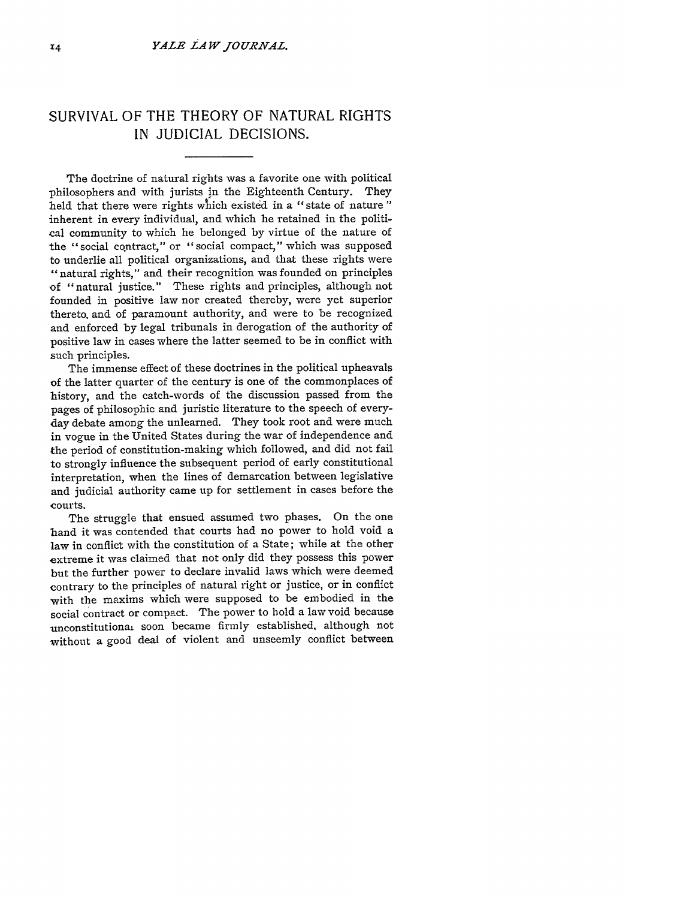# SURVIVAL OF THE THEORY OF NATURAL RIGHTS IN JUDICIAL DECISIONS.

The doctrine of natural rights was a favorite one with political philosophers and with jurists in the Eighteenth Century. They held that there were rights which existed in a "state of nature" inherent in every individual, and which he retained in the political community to which he belonged by virtue of the nature of the "social contract," or "social compact," which was supposed to underlie all political organizations, and that these rights were "natural rights," and their recognition was founded on principles of "natural justice." These rights and principles, although not founded in positive law nor created thereby, were yet superior thereto. and of paramount authority, and were to be recognized and enforced by legal tribunals in derogation of the authority of positive law in cases where the latter seemed to be in conflict with such principles.

The immense effect of these doctrines in the political upheavals of the latter quarter of the century is one of the commonplaces of history, and the catch-words of the discussion passed from the pages of philosophic and juristic literature to the speech of every-day debate among the unlearned. They took root and were much in vogue in the United States during the war of independence and the period of constitution-making which followed, and did not fail to strongly influence the subsequent period of early constitutional interpretation, when the lines of demarcation between legislative and judicial authority came up for settlement in cases before the courts.

The struggle that ensued assumed two phases. On the one hand it was contended that courts had no power to hold void a law in conflict with the constitution of a State; while at the other extreme it was claimed that not only did they possess this power but the further power to declare invalid laws which were deemed contrary to the principles of natural right or justice, or in conflict with the maxims which were supposed to be embodied in the social contract or compact. The power to hold a law void because unconstitutional soon became firmly established, although not without a good deal of violent and unseemly conflict between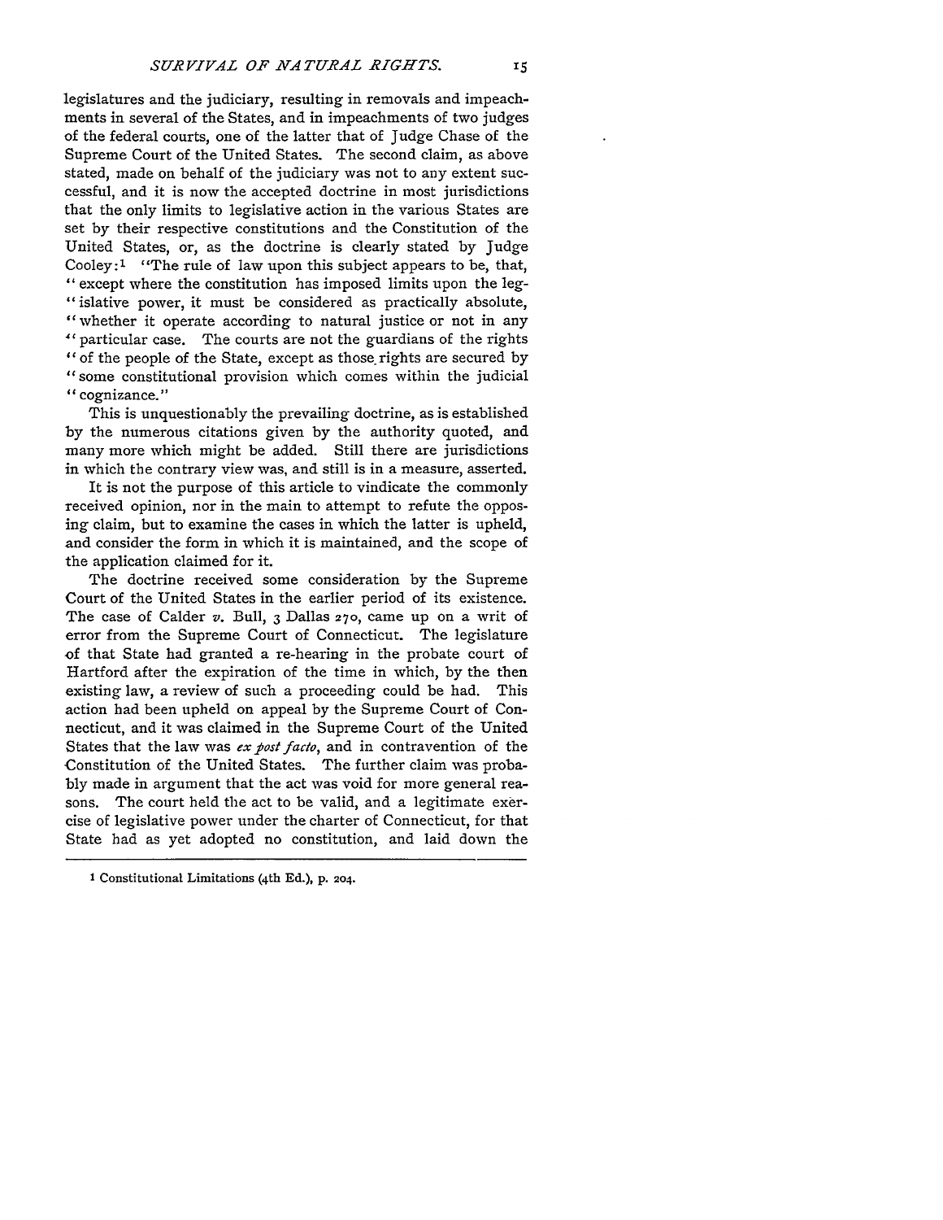legislatures and the judiciary, resulting in removals and impeachments in several of the States, and in impeachments of two judges of the federal courts, one of the latter that of Judge Chase of the Supreme Court of the United States. The second claim, as above stated, made on behalf of the judiciary was not to any extent successful, and it is now the accepted doctrine in most jurisdictions that the only limits to legislative action in the various States are set by their respective constitutions and the Constitution of the United States, or, as the doctrine is clearly stated by Judge Cooley:[1] "The rule of law upon this subject appears to be, that, "except where the constitution has imposed limits upon the legislative power, it must be considered as practically absolute, "whether it operate according to natural justice or not in any "particular case. The courts are not the guardians of the rights "of the people of the State, except as those rights are secured by "some constitutional provision which comes within the judicial "cognizance."

This is unquestionably the prevailing doctrine, as is established by the numerous citations given by the authority quoted, and many more which might be added. Still there are jurisdictions in which the contrary view was, and still is in a measure, asserted.

It is not the purpose of this article to vindicate the commonly received opinion, nor in the main to attempt to refute the opposing claim, but to examine the cases in which the latter is upheld, and consider the form in which it is maintained, and the scope of the application claimed for it.

The doctrine received some consideration by the Supreme Court of the United States in the earlier period of its existence. The case of Calder *v.* Bull, 3 Dallas 270, came up on a writ of error from the Supreme Court of Connecticut. The legislature of that State had granted a re-hearing in the probate court of Hartford after the expiration of the time in which, by the then existing law, a review of such a proceeding could be had. This action had been upheld on appeal by the Supreme Court of Connecticut, and it was claimed in the Supreme Court of the United States that the law was *ex post facto*, and in contravention of the Constitution of the United States. The further claim was probably made in argument that the act was void for more general reasons. The court held the act to be valid, and a legitimate exercise of legislative power under the charter of Connecticut, for that State had as yet adopted no constitution, and laid down the

[1] Constitutional Limitations (4th Ed.), p. 204.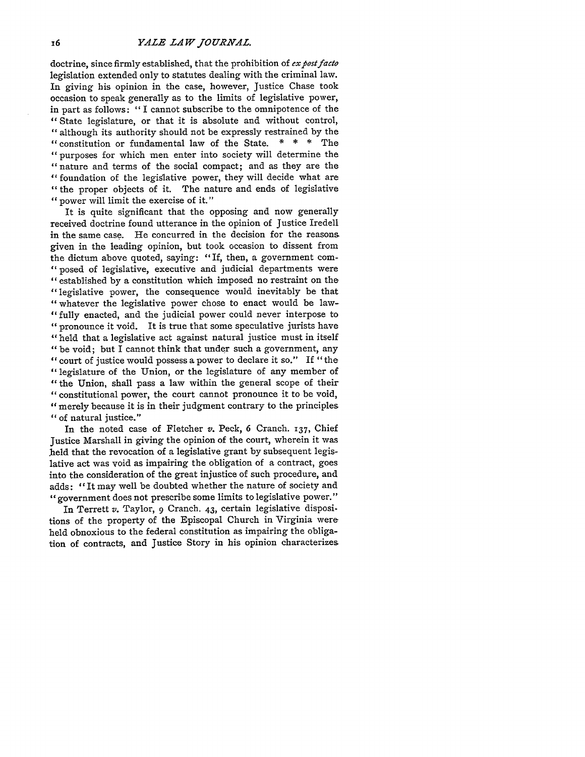doctrine, since firmly established, that the prohibition of *ex post facto* legislation extended only to statutes dealing with the criminal law. In giving his opinion in the case, however, Justice Chase took occasion to speak generally as to the limits of legislative power, in part as follows: "I cannot subscribe to the omnipotence of the "State legislature, or that it is absolute and without control, "although its authority should not be expressly restrained by the "constitution or fundamental law of the State. * * * The "purposes for which men enter into society will determine the "nature and terms of the social compact; and as they are the "foundation of the legislative power, they will decide what are "the proper objects of it. The nature and ends of legislative "power will limit the exercise of it."

It is quite significant that the opposing and now generally received doctrine found utterance in the opinion of Justice Iredell in the same case. He concurred in the decision for the reasons given in the leading opinion, but took occasion to dissent from the dictum above quoted, saying: "If, then, a government com-"posed of legislative, executive and judicial departments were "established by a constitution which imposed no restraint on the "legislative power, the consequence would inevitably be that "whatever the legislative power chose to enact would be law-"fully enacted, and the judicial power could never interpose to "pronounce it void. It is true that some speculative jurists have "held that a legislative act against natural justice must in itself "be void; but I cannot think that under such a government, any "court of justice would possess a power to declare it so." If "the "legislature of the Union, or the legislature of any member of "the Union, shall pass a law within the general scope of their "constitutional power, the court cannot pronounce it to be void, "merely because it is in their judgment contrary to the principles "of natural justice."

In the noted case of Fletcher *v.* Peck, 6 Cranch. 137, Chief Justice Marshall in giving the opinion of the court, wherein it was held that the revocation of a legislative grant by subsequent legislative act was void as impairing the obligation of a contract, goes into the consideration of the great injustice of such procedure, and adds: "It may well be doubted whether the nature of society and "government does not prescribe some limits to legislative power."

In Terrett *v.* Taylor, 9 Cranch. 43, certain legislative dispositions of the property of the Episcopal Church in Virginia were held obnoxious to the federal constitution as impairing the obligation of contracts, and Justice Story in his opinion characterizes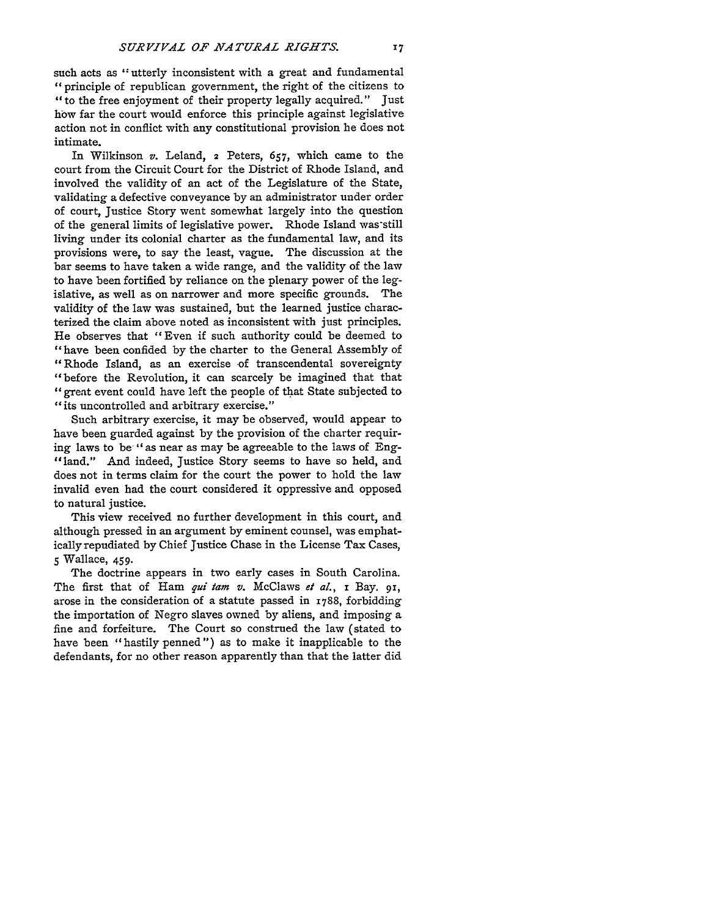such acts as "utterly inconsistent with a great and fundamental "principle of republican government, the right of the citizens to "to the free enjoyment of their property legally acquired." Just how far the court would enforce this principle against legislative action not in conflict with any constitutional provision he does not intimate.

In Wilkinson *v.* Leland, 2 Peters, 657, which came to the court from the Circuit Court for the District of Rhode Island, and involved the validity of an act of the Legislature of the State, validating a defective conveyance by an administrator under order of court, Justice Story went somewhat largely into the question of the general limits of legislative power. Rhode Island was still living under its colonial charter as the fundamental law, and its provisions were, to say the least, vague. The discussion at the bar seems to have taken a wide range, and the validity of the law to have been fortified by reliance on the plenary power of the legislative, as well as on narrower and more specific grounds. The validity of the law was sustained, but the learned justice characterized the claim above noted as inconsistent with just principles. He observes that "Even if such authority could be deemed to "have been confided by the charter to the General Assembly of "Rhode Island, as an exercise of transcendental sovereignty "before the Revolution, it can scarcely be imagined that that "great event could have left the people of that State subjected to "its uncontrolled and arbitrary exercise."

Such arbitrary exercise, it may be observed, would appear to have been guarded against by the provision of the charter requiring laws to be "as near as may be agreeable to the laws of Eng-"land." And indeed, Justice Story seems to have so held, and does not in terms claim for the court the power to hold the law invalid even had the court considered it oppressive and opposed to natural justice.

This view received no further development in this court, and although pressed in an argument by eminent counsel, was emphatically repudiated by Chief Justice Chase in the License Tax Cases, 5 Wallace, 459.

The doctrine appears in two early cases in South Carolina. The first that of Ham *qui tam v.* McClaws *et al.*, 1 Bay. 91, arose in the consideration of a statute passed in 1788, forbidding the importation of Negro slaves owned by aliens, and imposing a fine and forfeiture. The Court so construed the law (stated to have been "hastily penned") as to make it inapplicable to the defendants, for no other reason apparently than that the latter did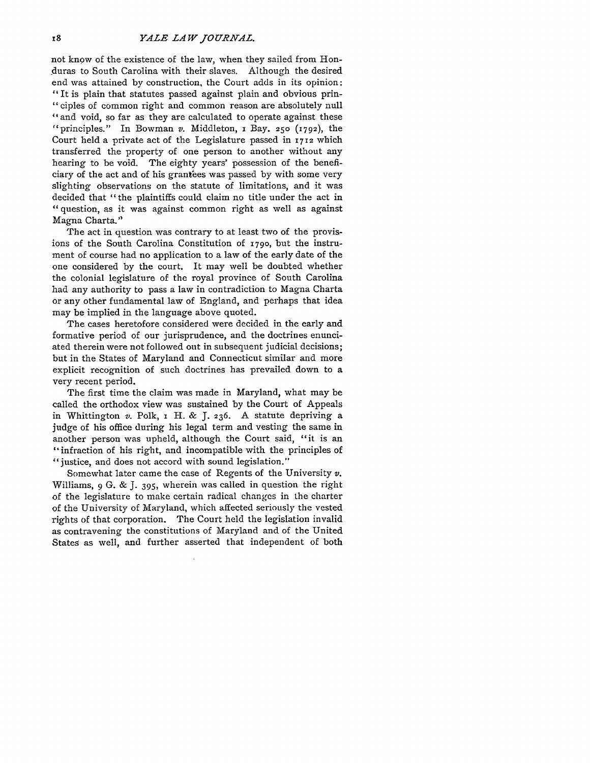not know of the existence of the law, when they sailed from Honduras to South Carolina with their slaves. Although the desired end was attained by construction, the Court adds in its opinion: "It is plain that statutes passed against plain and obvious principles of common right and common reason are absolutely null and void, so far as they are calculated to operate against these principles." In Bowman *v.* Middleton, 1 Bay. 250 (1792), the Court held a private act of the Legislature passed in 1712 which transferred the property of one person to another without any hearing to be void. The eighty years' possession of the beneficiary of the act and of his grantees was passed by with some very slighting observations on the statute of limitations, and it was decided that "the plaintiffs could claim no title under the act in question, as it was against common right as well as against Magna Charta."

The act in question was contrary to at least two of the provisions of the South Carolina Constitution of 1790, but the instrument of course had no application to a law of the early date of the one considered by the court. It may well be doubted whether the colonial legislature of the royal province of South Carolina had any authority to pass a law in contradiction to Magna Charta or any other fundamental law of England, and perhaps that idea may be implied in the language above quoted.

The cases heretofore considered were decided in the early and formative period of our jurisprudence, and the doctrines enunciated therein were not followed out in subsequent judicial decisions; but in the States of Maryland and Connecticut similar and more explicit recognition of such doctrines has prevailed down to a very recent period.

The first time the claim was made in Maryland, what may be called the orthodox view was sustained by the Court of Appeals in Whittington *v.* Polk, 1 H. & J. 236. A statute depriving a judge of his office during his legal term and vesting the same in another person was upheld, although the Court said, "it is an infraction of his right, and incompatible with the principles of justice, and does not accord with sound legislation."

Somewhat later came the case of Regents of the University *v.* Williams, 9 G. & J. 395, wherein was called in question the right of the legislature to make certain radical changes in the charter of the University of Maryland, which affected seriously the vested rights of that corporation. The Court held the legislation invalid as contravening the constitutions of Maryland and of the United States as well, and further asserted that independent of both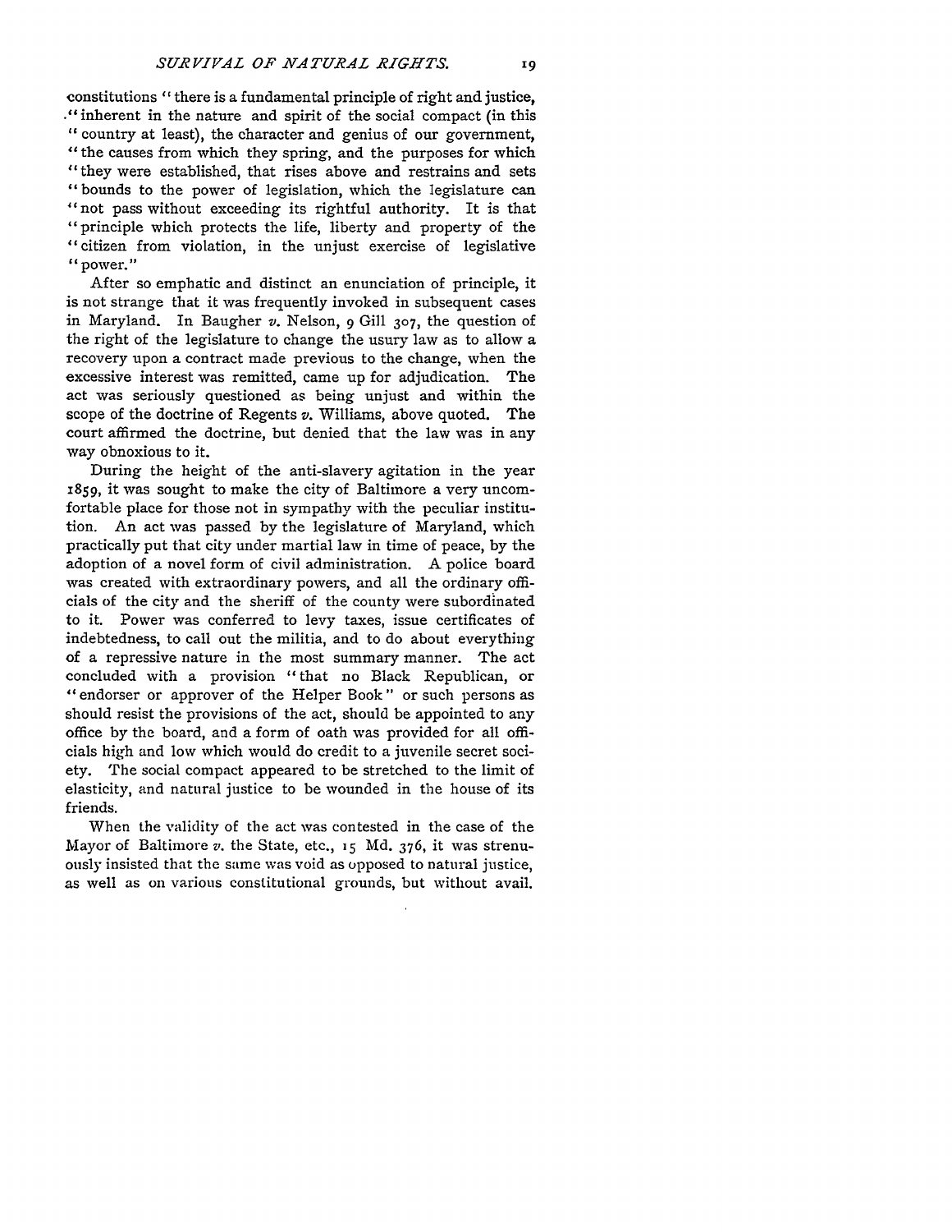constitutions "there is a fundamental principle of right and justice, "inherent in the nature and spirit of the social compact (in this "country at least), the character and genius of our government, "the causes from which they spring, and the purposes for which "they were established, that rises above and restrains and sets "bounds to the power of legislation, which the legislature can "not pass without exceeding its rightful authority. It is that "principle which protects the life, liberty and property of the "citizen from violation, in the unjust exercise of legislative "power."

After so emphatic and distinct an enunciation of principle, it is not strange that it was frequently invoked in subsequent cases in Maryland. In Baugher *v.* Nelson, 9 Gill 307, the question of the right of the legislature to change the usury law as to allow a recovery upon a contract made previous to the change, when the excessive interest was remitted, came up for adjudication. The act was seriously questioned as being unjust and within the scope of the doctrine of Regents *v.* Williams, above quoted. The court affirmed the doctrine, but denied that the law was in any way obnoxious to it.

During the height of the anti-slavery agitation in the year 1859, it was sought to make the city of Baltimore a very uncomfortable place for those not in sympathy with the peculiar institution. An act was passed by the legislature of Maryland, which practically put that city under martial law in time of peace, by the adoption of a novel form of civil administration. A police board was created with extraordinary powers, and all the ordinary officials of the city and the sheriff of the county were subordinated to it. Power was conferred to levy taxes, issue certificates of indebtedness, to call out the militia, and to do about everything of a repressive nature in the most summary manner. The act concluded with a provision "that no Black Republican, or "endorser or approver of the Helper Book" or such persons as should resist the provisions of the act, should be appointed to any office by the board, and a form of oath was provided for all officials high and low which would do credit to a juvenile secret society. The social compact appeared to be stretched to the limit of elasticity, and natural justice to be wounded in the house of its friends.

When the validity of the act was contested in the case of the Mayor of Baltimore *v.* the State, etc., 15 Md. 376, it was strenuously insisted that the same was void as opposed to natural justice, as well as on various constitutional grounds, but without avail.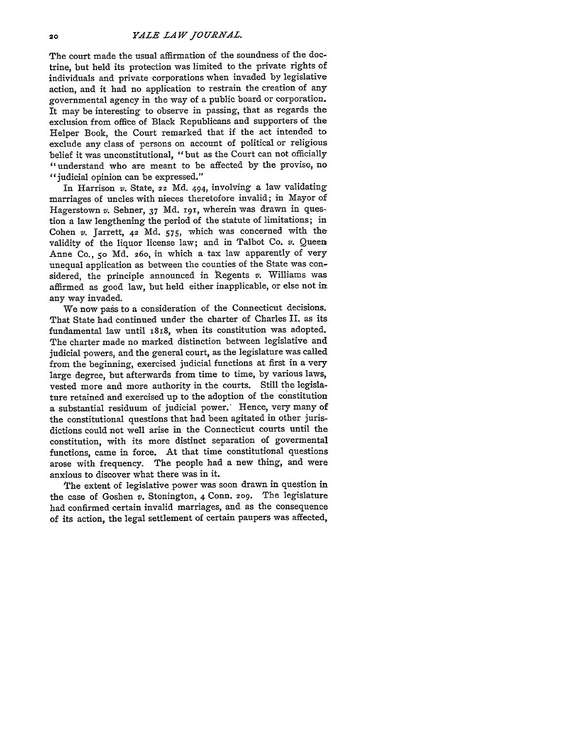The court made the usual affirmation of the soundness of the doctrine, but held its protection was limited to the private rights of individuals and private corporations when invaded by legislative action, and it had no application to restrain the creation of any governmental agency in the way of a public board or corporation. It may be interesting to observe in passing, that as regards the exclusion from office of Black Republicans and supporters of the Helper Book, the Court remarked that if the act intended to exclude any class of persons on account of political or religious belief it was unconstitutional, "but as the Court can not officially "understand who are meant to be affected by the proviso, no "judicial opinion can be expressed."

In Harrison *v.* State, 22 Md. 494, involving a law validating marriages of uncles with nieces theretofore invalid; in Mayor of Hagerstown *v.* Sehner, 37 Md. 191, wherein was drawn in question a law lengthening the period of the statute of limitations; in Cohen *v.* Jarrett, 42 Md. 575, which was concerned with the validity of the liquor license law; and in Talbot Co. *v.* Queen Anne Co., 50 Md. 260, in which a tax law apparently of very unequal application as between the counties of the State was considered, the principle announced in Regents *v.* Williams was affirmed as good law, but held either inapplicable, or else not in any way invaded.

We now pass to a consideration of the Connecticut decisions. That State had continued under the charter of Charles II. as its fundamental law until 1818, when its constitution was adopted. The charter made no marked distinction between legislative and judicial powers, and the general court, as the legislature was called from the beginning, exercised judicial functions at first in a very large degree, but afterwards from time to time, by various laws, vested more and more authority in the courts. Still the legislature retained and exercised up to the adoption of the constitution a substantial residuum of judicial power. Hence, very many of the constitutional questions that had been agitated in other jurisdictions could not well arise in the Connecticut courts until the constitution, with its more distinct separation of govermental functions, came in force. At that time constitutional questions arose with frequency. The people had a new thing, and were anxious to discover what there was in it.

The extent of legislative power was soon drawn in question in the case of Goshen *v.* Stonington, 4 Conn. 209. The legislature had confirmed certain invalid marriages, and as the consequence of its action, the legal settlement of certain paupers was affected,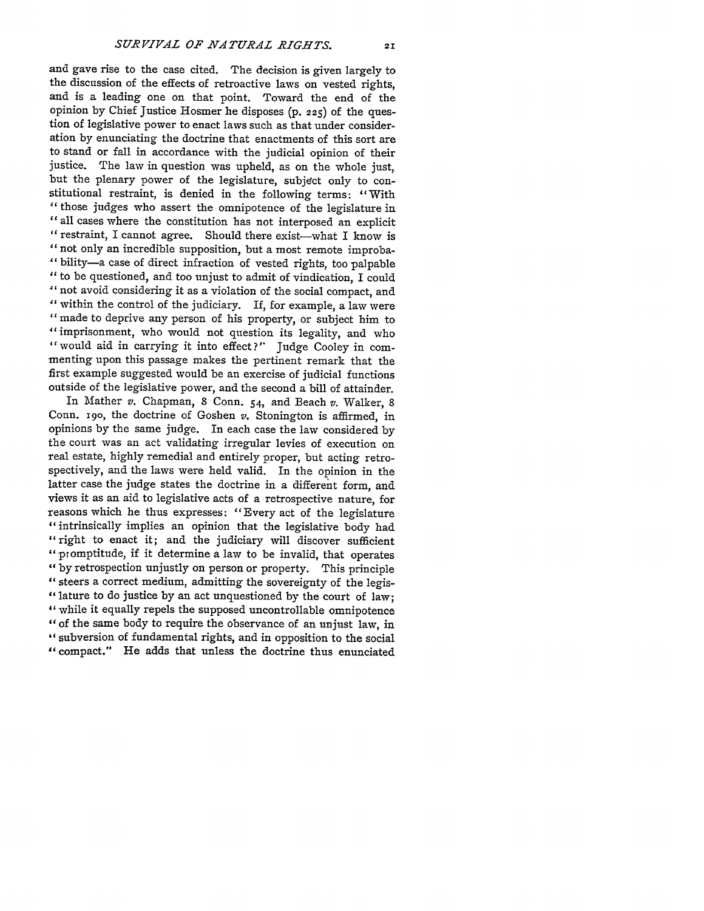and gave rise to the case cited. The decision is given largely to the discussion of the effects of retroactive laws on vested rights, and is a leading one on that point. Toward the end of the opinion by Chief Justice Hosmer he disposes (p. 225) of the question of legislative power to enact laws such as that under consideration by enunciating the doctrine that enactments of this sort are to stand or fall in accordance with the judicial opinion of their justice. The law in question was upheld, as on the whole just, but the plenary power of the legislature, subject only to constitutional restraint, is denied in the following terms: "With "those judges who assert the omnipotence of the legislature in "all cases where the constitution has not interposed an explicit "restraint, I cannot agree. Should there exist—what I know is "not only an incredible supposition, but a most remote improba-"bility—a case of direct infraction of vested rights, too palpable "to be questioned, and too unjust to admit of vindication, I could "not avoid considering it as a violation of the social compact, and "within the control of the judiciary. If, for example, a law were "made to deprive any person of his property, or subject him to "imprisonment, who would not question its legality, and who "would aid in carrying it into effect?" Judge Cooley in commenting upon this passage makes the pertinent remark that the first example suggested would be an exercise of judicial functions outside of the legislative power, and the second a bill of attainder.

In Mather *v.* Chapman, 8 Conn. 54, and Beach *v.* Walker, 8 Conn. 190, the doctrine of Goshen *v.* Stonington is affirmed, in opinions by the same judge. In each case the law considered by the court was an act validating irregular levies of execution on real estate, highly remedial and entirely proper, but acting retrospectively, and the laws were held valid. In the opinion in the latter case the judge states the doctrine in a different form, and views it as an aid to legislative acts of a retrospective nature, for reasons which he thus expresses: "Every act of the legislature "intrinsically implies an opinion that the legislative body had "right to enact it; and the judiciary will discover sufficient "promptitude, if it determine a law to be invalid, that operates "by retrospection unjustly on person or property. This principle "steers a correct medium, admitting the sovereignty of the legis-"lature to do justice by an act unquestioned by the court of law; "while it equally repels the supposed uncontrollable omnipotence "of the same body to require the observance of an unjust law, in "subversion of fundamental rights, and in opposition to the social "compact." He adds that unless the doctrine thus enunciated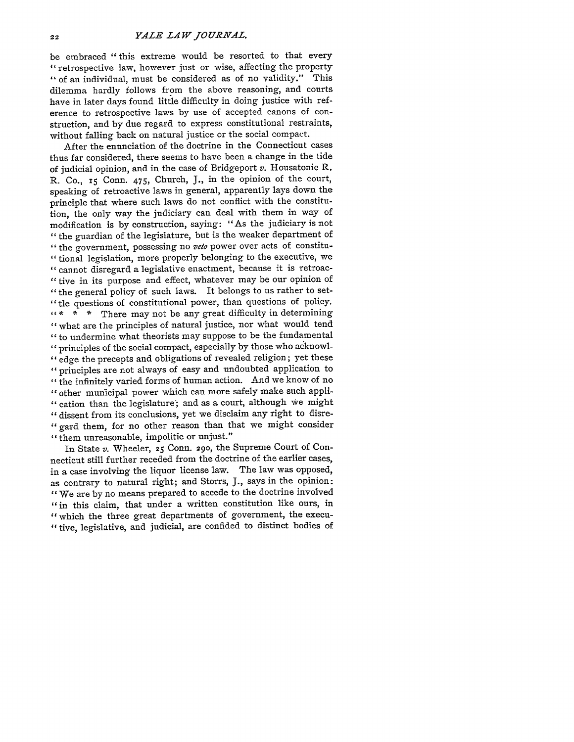be embraced "this extreme would be resorted to that every "retrospective law, however just or wise, affecting the property "of an individual, must be considered as of no validity." This dilemma hardly follows from the above reasoning, and courts have in later days found little difficulty in doing justice with reference to retrospective laws by use of accepted canons of construction, and by due regard to express constitutional restraints, without falling back on natural justice or the social compact.

After the enunciation of the doctrine in the Connecticut cases thus far considered, there seems to have been a change in the tide of judicial opinion, and in the case of Bridgeport *v.* Housatonic R. R. Co., 15 Conn. 475, Church, J., in the opinion of the court, speaking of retroactive laws in general, apparently lays down the principle that where such laws do not conflict with the constitution, the only way the judiciary can deal with them in way of modification is by construction, saying: "As the judiciary is not "the guardian of the legislature, but is the weaker department of "the government, possessing no *veto* power over acts of constitutional legislation, more properly belonging to the executive, we "cannot disregard a legislative enactment, because it is retroactive in its purpose and effect, whatever may be our opinion of "the general policy of such laws. It belongs to us rather to settle questions of constitutional power, than questions of policy. "* * * There may not be any great difficulty in determining "what are the principles of natural justice, nor what would tend "to undermine what theorists may suppose to be the fundamental "principles of the social compact, especially by those who acknowledge the precepts and obligations of revealed religion; yet these "principles are not always of easy and undoubted application to "the infinitely varied forms of human action. And we know of no "other municipal power which can more safely make such application than the legislature; and as a court, although we might "dissent from its conclusions, yet we disclaim any right to disregard them, for no other reason than that we might consider "them unreasonable, impolitic or unjust."

In State *v.* Wheeler, 25 Conn. 290, the Supreme Court of Connecticut still further receded from the doctrine of the earlier cases, in a case involving the liquor license law. The law was opposed, as contrary to natural right; and Storrs, J., says in the opinion: "We are by no means prepared to accede to the doctrine involved "in this claim, that under a written constitution like ours, in "which the three great departments of government, the executive, legislative, and judicial, are confided to distinct bodies of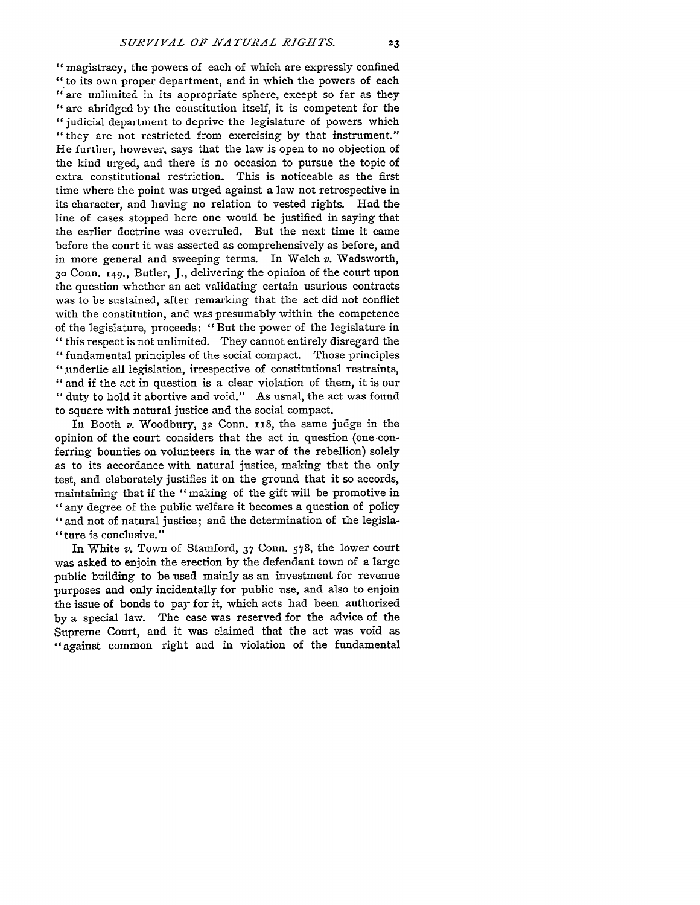"magistracy, the powers of each of which are expressly confined "to its own proper department, and in which the powers of each "are unlimited in its appropriate sphere, except so far as they "are abridged by the constitution itself, it is competent for the "judicial department to deprive the legislature of powers which "they are not restricted from exercising by that instrument." He further, however, says that the law is open to no objection of the kind urged, and there is no occasion to pursue the topic of extra constitutional restriction. This is noticeable as the first time where the point was urged against a law not retrospective in its character, and having no relation to vested rights. Had the line of cases stopped here one would be justified in saying that the earlier doctrine was overruled. But the next time it came before the court it was asserted as comprehensively as before, and in more general and sweeping terms. In Welch *v.* Wadsworth, 30 Conn. 149., Butler, J., delivering the opinion of the court upon the question whether an act validating certain usurious contracts was to be sustained, after remarking that the act did not conflict with the constitution, and was presumably within the competence of the legislature, proceeds: "But the power of the legislature in "this respect is not unlimited. They cannot entirely disregard the "fundamental principles of the social compact. Those principles "underlie all legislation, irrespective of constitutional restraints, "and if the act in question is a clear violation of them, it is our "duty to hold it abortive and void." As usual, the act was found to square with natural justice and the social compact.

In Booth *v.* Woodbury, 32 Conn. 118, the same judge in the opinion of the court considers that the act in question (one conferring bounties on volunteers in the war of the rebellion) solely as to its accordance with natural justice, making that the only test, and elaborately justifies it on the ground that it so accords, maintaining that if the "making of the gift will be promotive in "any degree of the public welfare it becomes a question of policy "and not of natural justice; and the determination of the legisla-"ture is conclusive."

In White *v.* Town of Stamford, 37 Conn. 578, the lower court was asked to enjoin the erection by the defendant town of a large public building to be used mainly as an investment for revenue purposes and only incidentally for public use, and also to enjoin the issue of bonds to pay for it, which acts had been authorized by a special law. The case was reserved for the advice of the Supreme Court, and it was claimed that the act was void as "against common right and in violation of the fundamental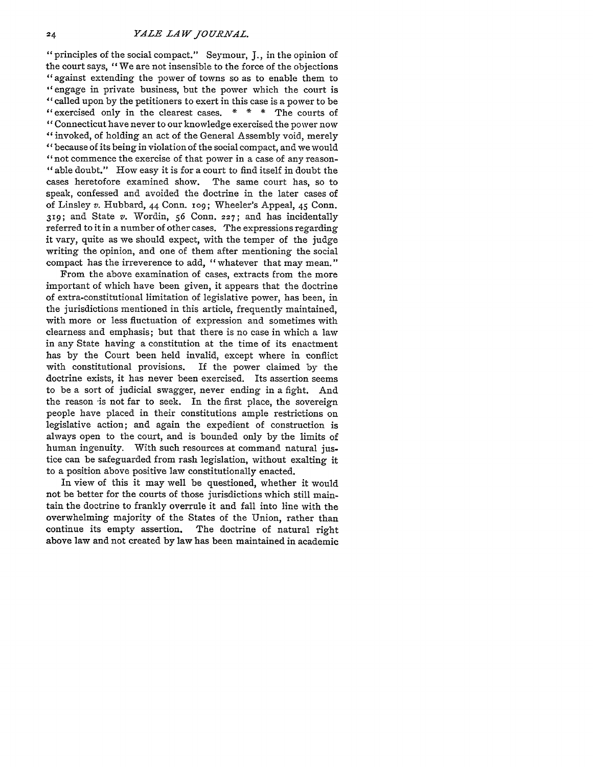"principles of the social compact." Seymour, J., in the opinion of the court says, "We are not insensible to the force of the objections "against extending the power of towns so as to enable them to "engage in private business, but the power which the court is "called upon by the petitioners to exert in this case is a power to be "exercised only in the clearest cases. * * * The courts of "Connecticut have never to our knowledge exercised the power now "invoked, of holding an act of the General Assembly void, merely "because of its being in violation of the social compact, and we would "not commence the exercise of that power in a case of any reason- "able doubt." How easy it is for a court to find itself in doubt the cases heretofore examined show. The same court has, so to speak, confessed and avoided the doctrine in the later cases of of Linsley *v.* Hubbard, 44 Conn. 109; Wheeler's Appeal, 45 Conn. 319; and State *v.* Wordin, 56 Conn. 227; and has incidentally referred to it in a number of other cases. The expressions regarding it vary, quite as we should expect, with the temper of the judge writing the opinion, and one of them after mentioning the social compact has the irreverence to add, "whatever that may mean."

From the above examination of cases, extracts from the more important of which have been given, it appears that the doctrine of extra-constitutional limitation of legislative power, has been, in the jurisdictions mentioned in this article, frequently maintained, with more or less fluctuation of expression and sometimes with clearness and emphasis; but that there is no case in which a law in any State having a constitution at the time of its enactment has by the Court been held invalid, except where in conflict with constitutional provisions. If the power claimed by the doctrine exists, it has never been exercised. Its assertion seems to be a sort of judicial swagger, never ending in a fight. And the reason is not far to seek. In the first place, the sovereign people have placed in their constitutions ample restrictions on legislative action; and again the expedient of construction is always open to the court, and is bounded only by the limits of human ingenuity. With such resources at command natural justice can be safeguarded from rash legislation, without exalting it to a position above positive law constitutionally enacted.

In view of this it may well be questioned, whether it would not be better for the courts of those jurisdictions which still maintain the doctrine to frankly overrule it and fall into line with the overwhelming majority of the States of the Union, rather than continue its empty assertion. The doctrine of natural right above law and not created by law has been maintained in academic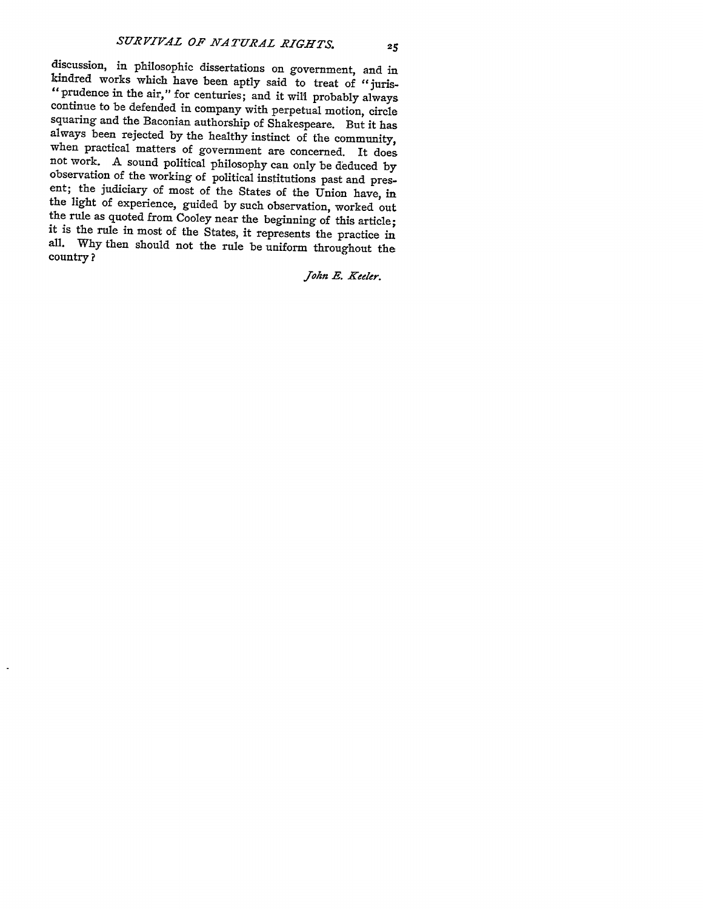discussion, in philosophic dissertations on government, and in kindred works which have been aptly said to treat of "jurisprudence in the air," for centuries; and it will probably always continue to be defended in company with perpetual motion, circle squaring and the Baconian authorship of Shakespeare. But it has always been rejected by the healthy instinct of the community, when practical matters of government are concerned. It does not work. A sound political philosophy can only be deduced by observation of the working of political institutions past and present; the judiciary of most of the States of the Union have, in the light of experience, guided by such observation, worked out the rule as quoted from Cooley near the beginning of this article; it is the rule in most of the States, it represents the practice in all. Why then should not the rule be uniform throughout the country?

*John E. Keeler.*